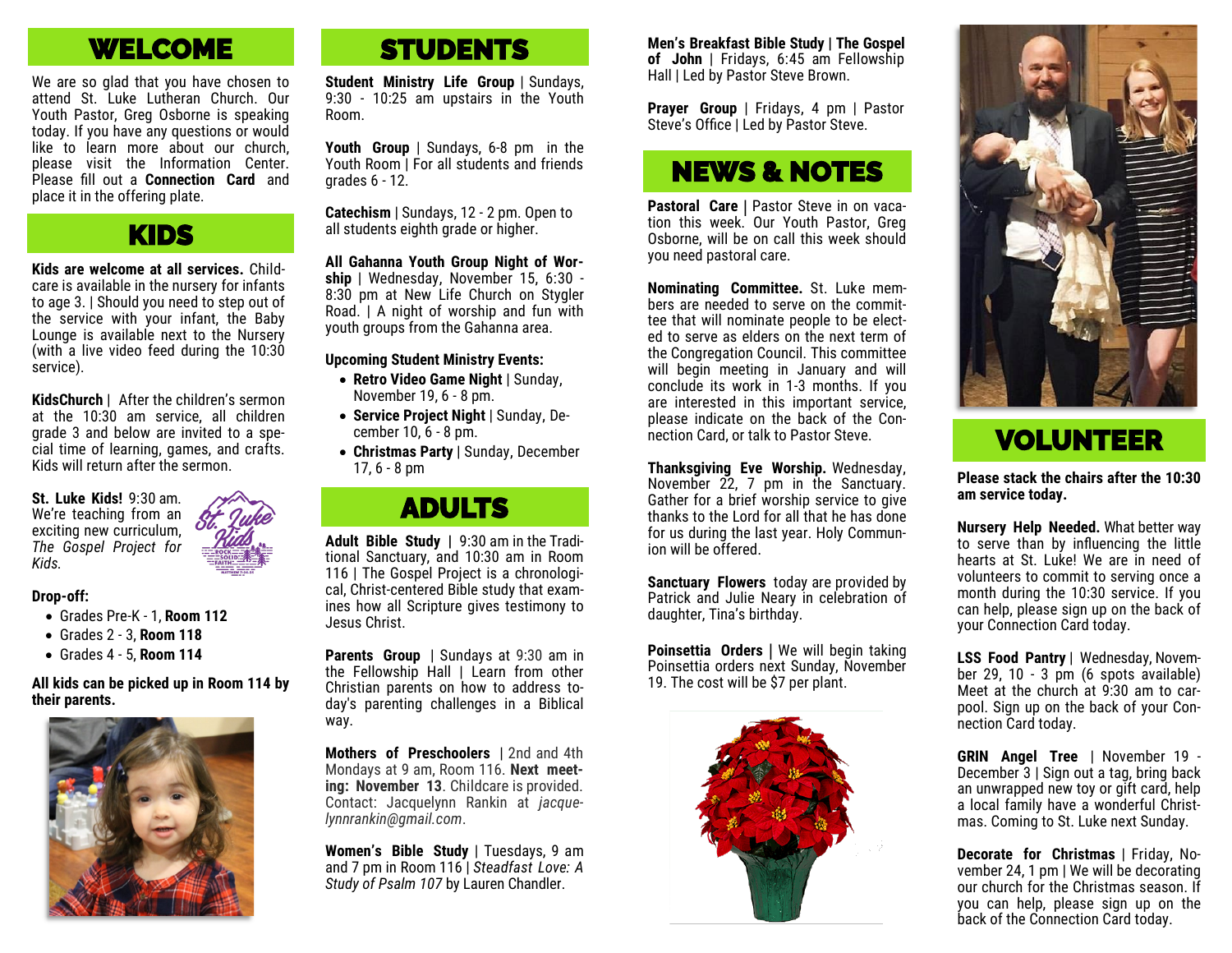## WELCOME

We are so glad that you have chosen to attend St. Luke Lutheran Church. Our Youth Pastor, Greg Osborne is speaking today. If you have any questions or would like to learn more about our church, please visit the Information Center. Please fill out a **Connection Card** and place it in the offering plate.

## KIDS

**Kids are welcome at all services.** Childcare is available in the nursery for infants to age 3. | Should you need to step out of the service with your infant, the Baby Lounge is available next to the Nursery (with a live video feed during the 10:30 service).

**KidsChurch** | After the children's sermon at the 10:30 am service, all children grade 3 and below are invited to a special time of learning, games, and crafts. Kids will return after the sermon.

**St. Luke Kids!** 9:30 am. We're teaching from an exciting new curriculum, *The Gospel Project for Kids.*

**Drop-off:**

- Grades Pre-K - 1, **Room 112**
- Grades 2 - 3, **Room 118**
- Grades 4 - 5, **Room 114**

**All kids can be picked up in Room 114 by their parents.**

## STUDENTS

**Student Ministry Life Group** | Sundays, 9:30 - 10:25 am upstairs in the Youth Room.

**Youth Group** | Sundays, 6-8 pm in the Youth Room | For all students and friends grades 6 - 12.

**Catechism** | Sundays, 12 - 2 pm. Open to all students eighth grade or higher.

**All Gahanna Youth Group Night of Worship** | Wednesday, November 15, 6:30 - 8:30 pm at New Life Church on Stygler Road. | A night of worship and fun with youth groups from the Gahanna area.

**Upcoming Student Ministry Events:**

- **Retro Video Game Night** | Sunday, November 19, 6 - 8 pm.
- **Service Project Night** | Sunday, December 10, 6 - 8 pm.
- **Christmas Party** | Sunday, December 17, 6 - 8 pm

## ADULTS

**Adult Bible Study** | 9:30 am in the Traditional Sanctuary, and 10:30 am in Room 116 | The Gospel Project is a chronological, Christ-centered Bible study that examines how all Scripture gives testimony to Jesus Christ.

**Parents Group** | Sundays at 9:30 am in the Fellowship Hall | Learn from other Christian parents on how to address today's parenting challenges in a Biblical way.

**Mothers of Preschoolers** | 2nd and 4th Mondays at 9 am, Room 116. **Next meeting: November 13**. Childcare is provided. Contact: Jacquelynn Rankin at *jacquelynnrankin@gmail.com*.

**Women's Bible Study** | Tuesdays, 9 am and 7 pm in Room 116 | *Steadfast Love: A Study of Psalm 107* by Lauren Chandler.

**Men's Breakfast Bible Study | The Gospel of John** | Fridays, 6:45 am Fellowship Hall | Led by Pastor Steve Brown.

**Prayer Group** | Fridays, 4 pm | Pastor Steve's Office | Led by Pastor Steve.

## NEWS & NOTES

**Pastoral Care** | Pastor Steve in on vacation this week. Our Youth Pastor, Greg Osborne, will be on call this week should you need pastoral care.

**Nominating Committee.** St. Luke members are needed to serve on the committee that will nominate people to be elected to serve as elders on the next term of the Congregation Council. This committee will begin meeting in January and will conclude its work in 1-3 months. If you are interested in this important service, please indicate on the back of the Connection Card, or talk to Pastor Steve.

**Thanksgiving Eve Worship.** Wednesday, November 22, 7 pm in the Sanctuary. Gather for a brief worship service to give thanks to the Lord for all that he has done for us during the last year. Holy Communion will be offered.

**Sanctuary Flowers** today are provided by Patrick and Julie Neary in celebration of daughter, Tina's birthday.

**Poinsettia Orders** | We will begin taking Poinsettia orders next Sunday, November 19. The cost will be $7 per plant.

## VOLUNTEER

**Please stack the chairs after the 10:30 am service today.**

**Nursery Help Needed.** What better way to serve than by influencing the little hearts at St. Luke! We are in need of volunteers to commit to serving once a month during the 10:30 service. If you can help, please sign up on the back of your Connection Card today.

**LSS Food Pantry** | Wednesday, November 29, 10 - 3 pm (6 spots available) Meet at the church at 9:30 am to carpool. Sign up on the back of your Connection Card today.

**GRIN Angel Tree** | November 19 - December 3 | Sign out a tag, bring back an unwrapped new toy or gift card, help a local family have a wonderful Christmas. Coming to St. Luke next Sunday.

**Decorate for Christmas** | Friday, November 24, 1 pm | We will be decorating our church for the Christmas season. If you can help, please sign up on the back of the Connection Card today.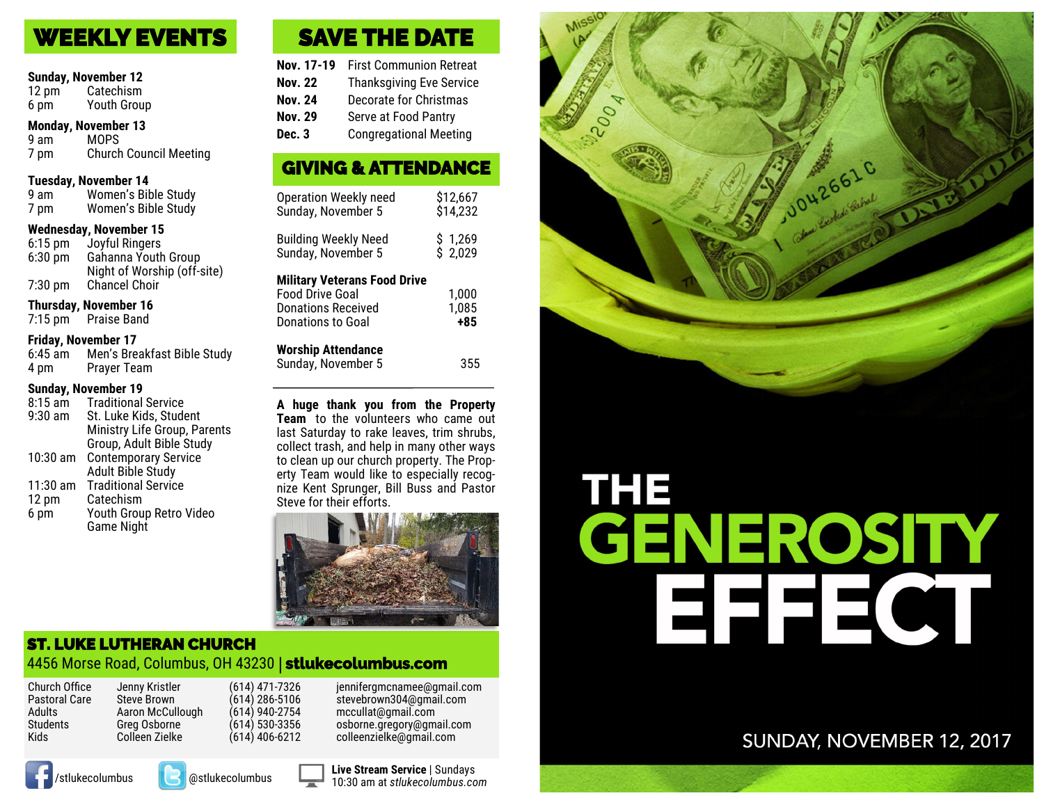## WEEKLY EVENTS

**Sunday, November 12**
12 pm Catechism
6 pm Youth Group

**Monday, November 13**
9 am MOPS
7 pm Church Council Meeting

**Tuesday, November 14**
9 am Women's Bible Study
7 pm Women's Bible Study

**Wednesday, November 15**
6:15 pm Joyful Ringers
6:30 pm Gahanna Youth Group
Night of Worship (off-site)
7:30 pm Chancel Choir

**Thursday, November 16**
7:15 pm Praise Band

**Friday, November 17**
6:45 am Men's Breakfast Bible Study
4 pm Prayer Team

**Sunday, November 19**
8:15 am Traditional Service
9:30 am St. Luke Kids, Student Ministry Life Group, Parents Group, Adult Bible Study
10:30 am Contemporary Service
Adult Bible Study
11:30 am Traditional Service
12 pm Catechism
6 pm Youth Group Retro Video Game Night

## SAVE THE DATE

| | |
|---|---|
| **Nov. 17-19** | First Communion Retreat |
| **Nov. 22** | Thanksgiving Eve Service |
| **Nov. 24** | Decorate for Christmas |
| **Nov. 29** | Serve at Food Pantry |
| **Dec. 3** | Congregational Meeting |

## GIVING & ATTENDANCE

| | |
|---|---|
| Operation Weekly need | $12,667 |
| Sunday, November 5 | $14,232 |
| Building Weekly Need | $ 1,269 |
| Sunday, November 5 | $ 2,029 |
| **Military Veterans Food Drive** | |
| Food Drive Goal | 1,000 |
| Donations Received | 1,085 |
| Donations to Goal | **+85** |
| **Worship Attendance** | |
| Sunday, November 5 | 355 |

**A huge thank you from the Property Team** to the volunteers who came out last Saturday to rake leaves, trim shrubs, collect trash, and help in many other ways to clean up our church property. The Property Team would like to especially recognize Kent Sprunger, Bill Buss and Pastor Steve for their efforts.

## ST. LUKE LUTHERAN CHURCH

4456 Morse Road, Columbus, OH 43230 | **stlukecolumbus.com**

| | | | |
|---|---|---|---|
| Church Office | Jenny Kristler | (614) 471-7326 | jennifergmcnamee@gmail.com |
| Pastoral Care | Steve Brown | (614) 286-5106 | stevebrown304@gmail.com |
| Adults | Aaron McCullough | (614) 940-2754 | mccullat@gmail.com |
| Students | Greg Osborne | (614) 530-3356 | osborne.gregory@gmail.com |
| Kids | Colleen Zielke | (614) 406-6212 | colleenzielke@gmail.com |

/stlukecolumbus @stlukecolumbus **Live Stream Service** | Sundays 10:30 am at *stlukecolumbus.com*

# THE GENEROSITY EFFECT

SUNDAY, NOVEMBER 12, 2017